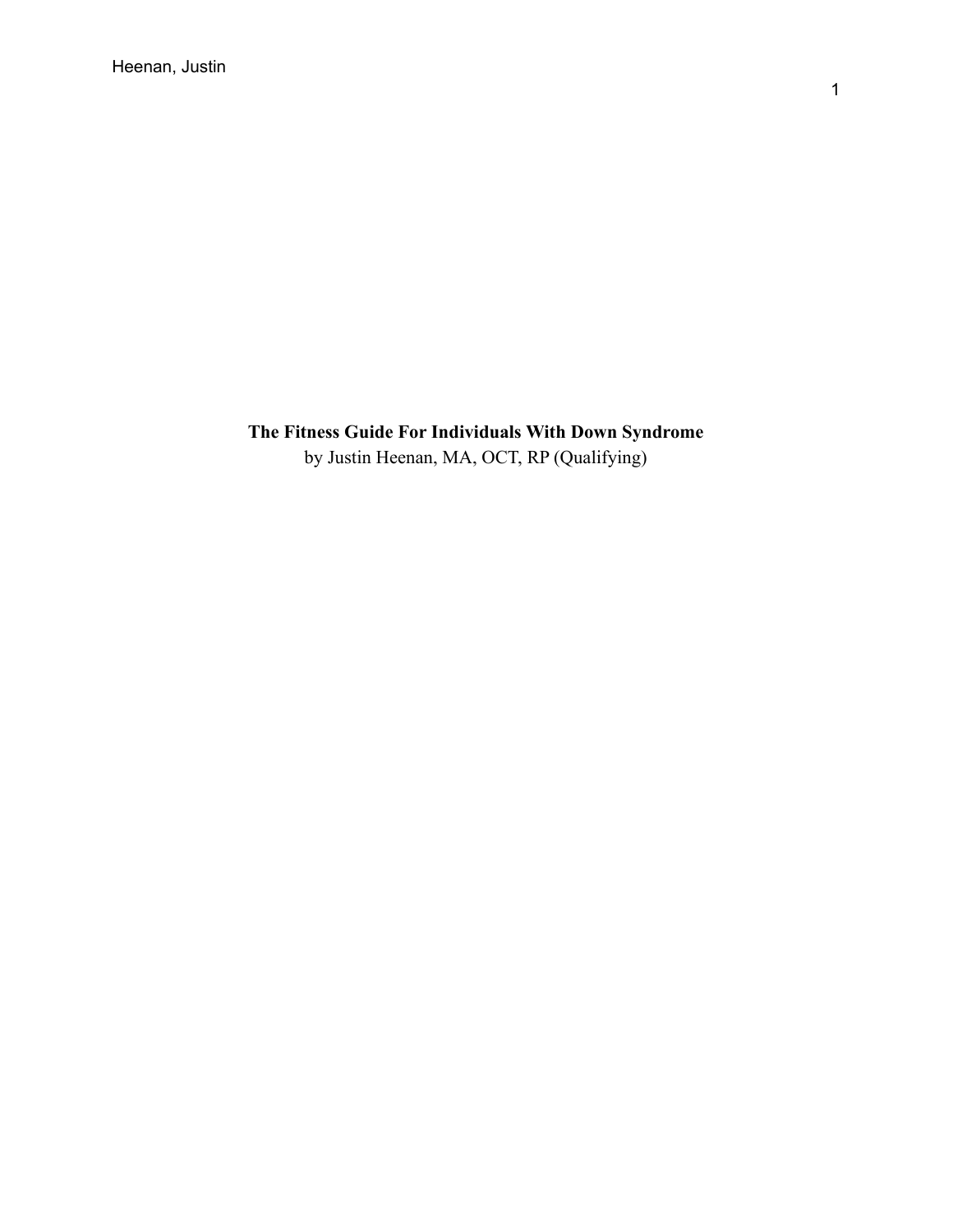**The Fitness Guide For Individuals With Down Syndrome**

by Justin Heenan, MA, OCT, RP (Qualifying)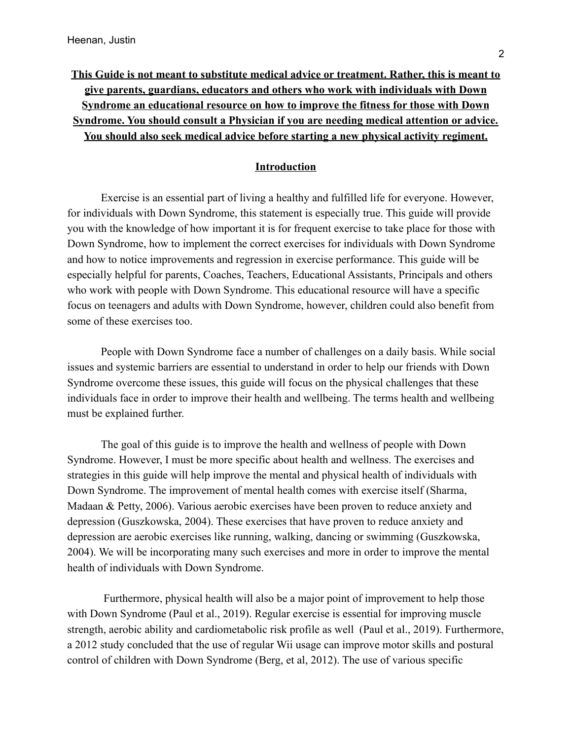**This Guide is not meant to substitute medical advice or treatment. Rather, this is meant to give parents, guardians, educators and others who work with individuals with Down Syndrome an educational resource on how to improve the fitness for those with Down Syndrome. You should consult a Physician if you are needing medical attention or advice. You should also seek medical advice before starting a new physical activity regiment.**

## Introduction

Exercise is an essential part of living a healthy and fulfilled life for everyone. However, for individuals with Down Syndrome, this statement is especially true. This guide will provide you with the knowledge of how important it is for frequent exercise to take place for those with Down Syndrome, how to implement the correct exercises for individuals with Down Syndrome and how to notice improvements and regression in exercise performance. This guide will be especially helpful for parents, Coaches, Teachers, Educational Assistants, Principals and others who work with people with Down Syndrome. This educational resource will have a specific focus on teenagers and adults with Down Syndrome, however, children could also benefit from some of these exercises too.

People with Down Syndrome face a number of challenges on a daily basis. While social issues and systemic barriers are essential to understand in order to help our friends with Down Syndrome overcome these issues, this guide will focus on the physical challenges that these individuals face in order to improve their health and wellbeing. The terms health and wellbeing must be explained further.

The goal of this guide is to improve the health and wellness of people with Down Syndrome. However, I must be more specific about health and wellness. The exercises and strategies in this guide will help improve the mental and physical health of individuals with Down Syndrome. The improvement of mental health comes with exercise itself (Sharma, Madaan & Petty, 2006). Various aerobic exercises have been proven to reduce anxiety and depression (Guszkowska, 2004). These exercises that have proven to reduce anxiety and depression are aerobic exercises like running, walking, dancing or swimming (Guszkowska, 2004). We will be incorporating many such exercises and more in order to improve the mental health of individuals with Down Syndrome.

Furthermore, physical health will also be a major point of improvement to help those with Down Syndrome (Paul et al., 2019). Regular exercise is essential for improving muscle strength, aerobic ability and cardiometabolic risk profile as well (Paul et al., 2019). Furthermore, a 2012 study concluded that the use of regular Wii usage can improve motor skills and postural control of children with Down Syndrome (Berg, et al, 2012). The use of various specific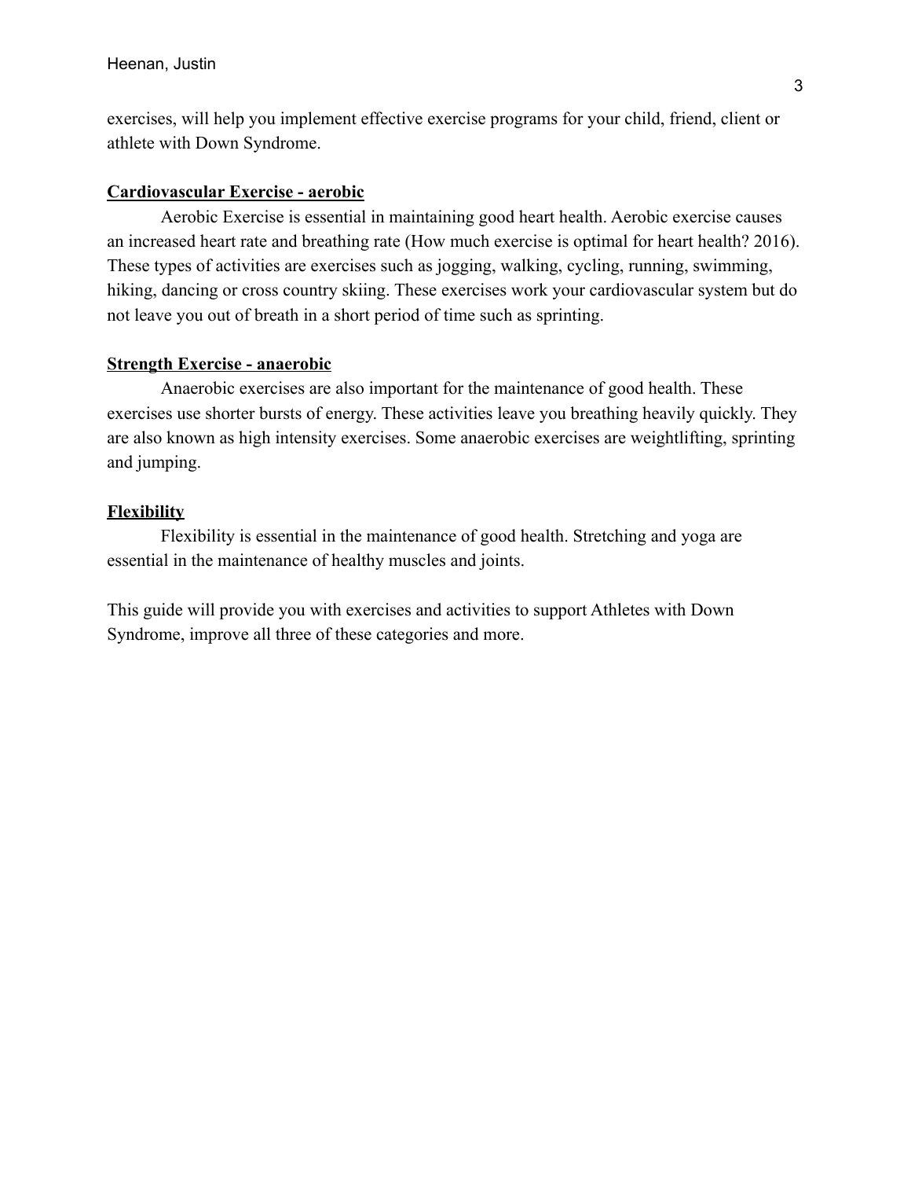exercises, will help you implement effective exercise programs for your child, friend, client or athlete with Down Syndrome.

## Cardiovascular Exercise - aerobic

Aerobic Exercise is essential in maintaining good heart health. Aerobic exercise causes an increased heart rate and breathing rate (How much exercise is optimal for heart health? 2016). These types of activities are exercises such as jogging, walking, cycling, running, swimming, hiking, dancing or cross country skiing. These exercises work your cardiovascular system but do not leave you out of breath in a short period of time such as sprinting.

## Strength Exercise - anaerobic

Anaerobic exercises are also important for the maintenance of good health. These exercises use shorter bursts of energy. These activities leave you breathing heavily quickly. They are also known as high intensity exercises. Some anaerobic exercises are weightlifting, sprinting and jumping.

## Flexibility

Flexibility is essential in the maintenance of good health. Stretching and yoga are essential in the maintenance of healthy muscles and joints.

This guide will provide you with exercises and activities to support Athletes with Down Syndrome, improve all three of these categories and more.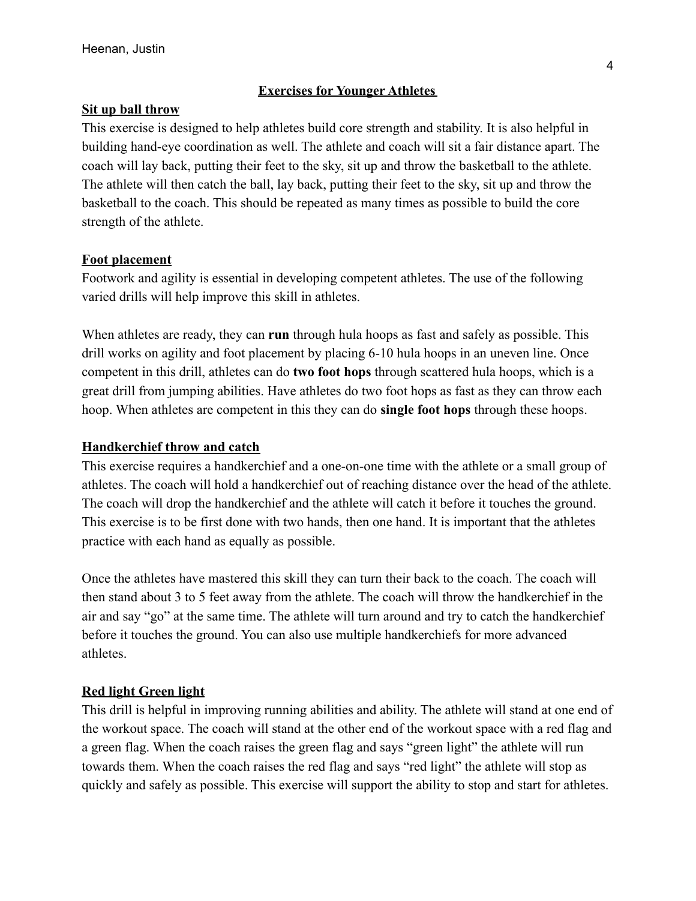## Exercises for Younger Athletes

### Sit up ball throw

This exercise is designed to help athletes build core strength and stability. It is also helpful in building hand-eye coordination as well. The athlete and coach will sit a fair distance apart. The coach will lay back, putting their feet to the sky, sit up and throw the basketball to the athlete. The athlete will then catch the ball, lay back, putting their feet to the sky, sit up and throw the basketball to the coach. This should be repeated as many times as possible to build the core strength of the athlete.

### Foot placement

Footwork and agility is essential in developing competent athletes. The use of the following varied drills will help improve this skill in athletes.

When athletes are ready, they can **run** through hula hoops as fast and safely as possible. This drill works on agility and foot placement by placing 6-10 hula hoops in an uneven line. Once competent in this drill, athletes can do **two foot hops** through scattered hula hoops, which is a great drill from jumping abilities. Have athletes do two foot hops as fast as they can throw each hoop. When athletes are competent in this they can do **single foot hops** through these hoops.

### Handkerchief throw and catch

This exercise requires a handkerchief and a one-on-one time with the athlete or a small group of athletes. The coach will hold a handkerchief out of reaching distance over the head of the athlete. The coach will drop the handkerchief and the athlete will catch it before it touches the ground. This exercise is to be first done with two hands, then one hand. It is important that the athletes practice with each hand as equally as possible.

Once the athletes have mastered this skill they can turn their back to the coach. The coach will then stand about 3 to 5 feet away from the athlete. The coach will throw the handkerchief in the air and say "go" at the same time. The athlete will turn around and try to catch the handkerchief before it touches the ground. You can also use multiple handkerchiefs for more advanced athletes.

### Red light Green light

This drill is helpful in improving running abilities and ability. The athlete will stand at one end of the workout space. The coach will stand at the other end of the workout space with a red flag and a green flag. When the coach raises the green flag and says "green light" the athlete will run towards them. When the coach raises the red flag and says "red light" the athlete will stop as quickly and safely as possible. This exercise will support the ability to stop and start for athletes.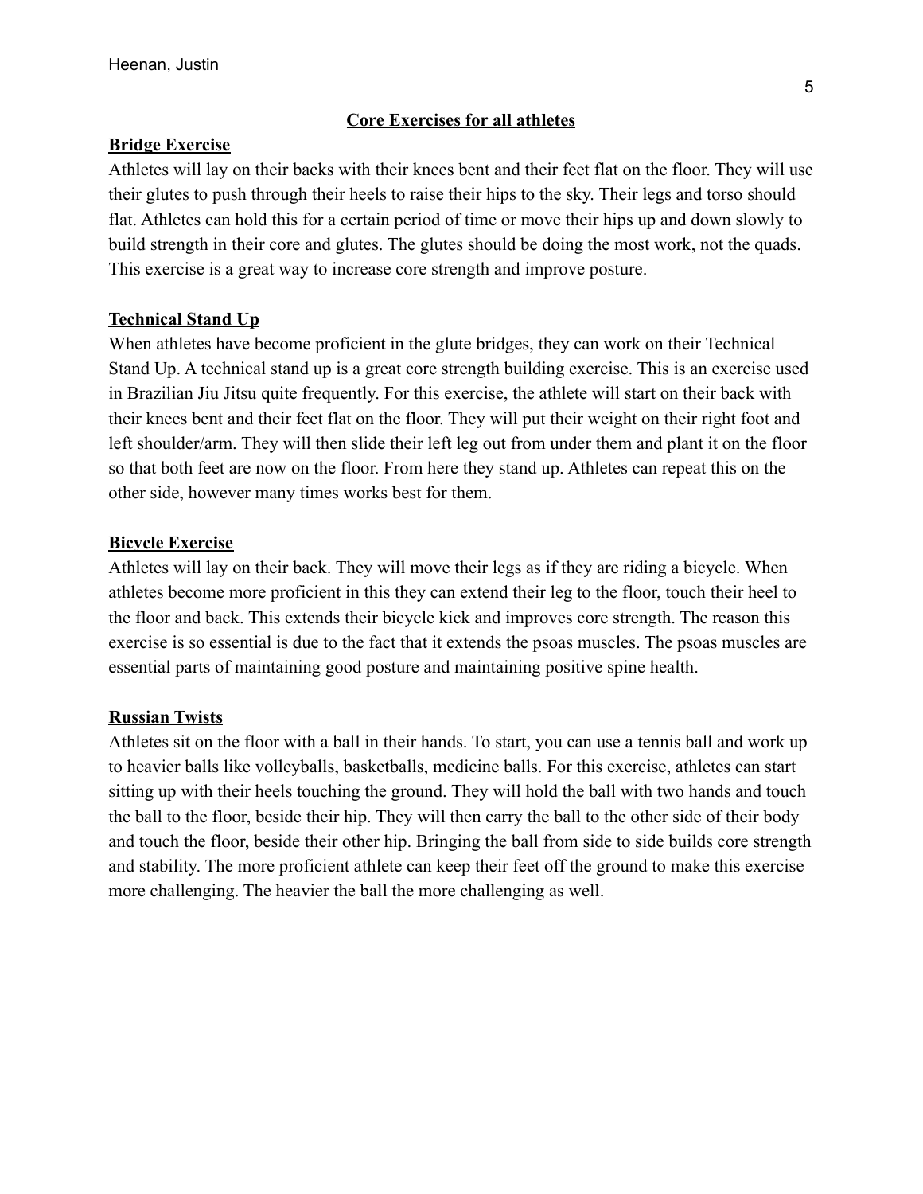## Core Exercises for all athletes

### Bridge Exercise

Athletes will lay on their backs with their knees bent and their feet flat on the floor. They will use their glutes to push through their heels to raise their hips to the sky. Their legs and torso should flat. Athletes can hold this for a certain period of time or move their hips up and down slowly to build strength in their core and glutes. The glutes should be doing the most work, not the quads. This exercise is a great way to increase core strength and improve posture.

### Technical Stand Up

When athletes have become proficient in the glute bridges, they can work on their Technical Stand Up. A technical stand up is a great core strength building exercise. This is an exercise used in Brazilian Jiu Jitsu quite frequently. For this exercise, the athlete will start on their back with their knees bent and their feet flat on the floor. They will put their weight on their right foot and left shoulder/arm. They will then slide their left leg out from under them and plant it on the floor so that both feet are now on the floor. From here they stand up. Athletes can repeat this on the other side, however many times works best for them.

### Bicycle Exercise

Athletes will lay on their back. They will move their legs as if they are riding a bicycle. When athletes become more proficient in this they can extend their leg to the floor, touch their heel to the floor and back. This extends their bicycle kick and improves core strength. The reason this exercise is so essential is due to the fact that it extends the psoas muscles. The psoas muscles are essential parts of maintaining good posture and maintaining positive spine health.

### Russian Twists

Athletes sit on the floor with a ball in their hands. To start, you can use a tennis ball and work up to heavier balls like volleyballs, basketballs, medicine balls. For this exercise, athletes can start sitting up with their heels touching the ground. They will hold the ball with two hands and touch the ball to the floor, beside their hip. They will then carry the ball to the other side of their body and touch the floor, beside their other hip. Bringing the ball from side to side builds core strength and stability. The more proficient athlete can keep their feet off the ground to make this exercise more challenging. The heavier the ball the more challenging as well.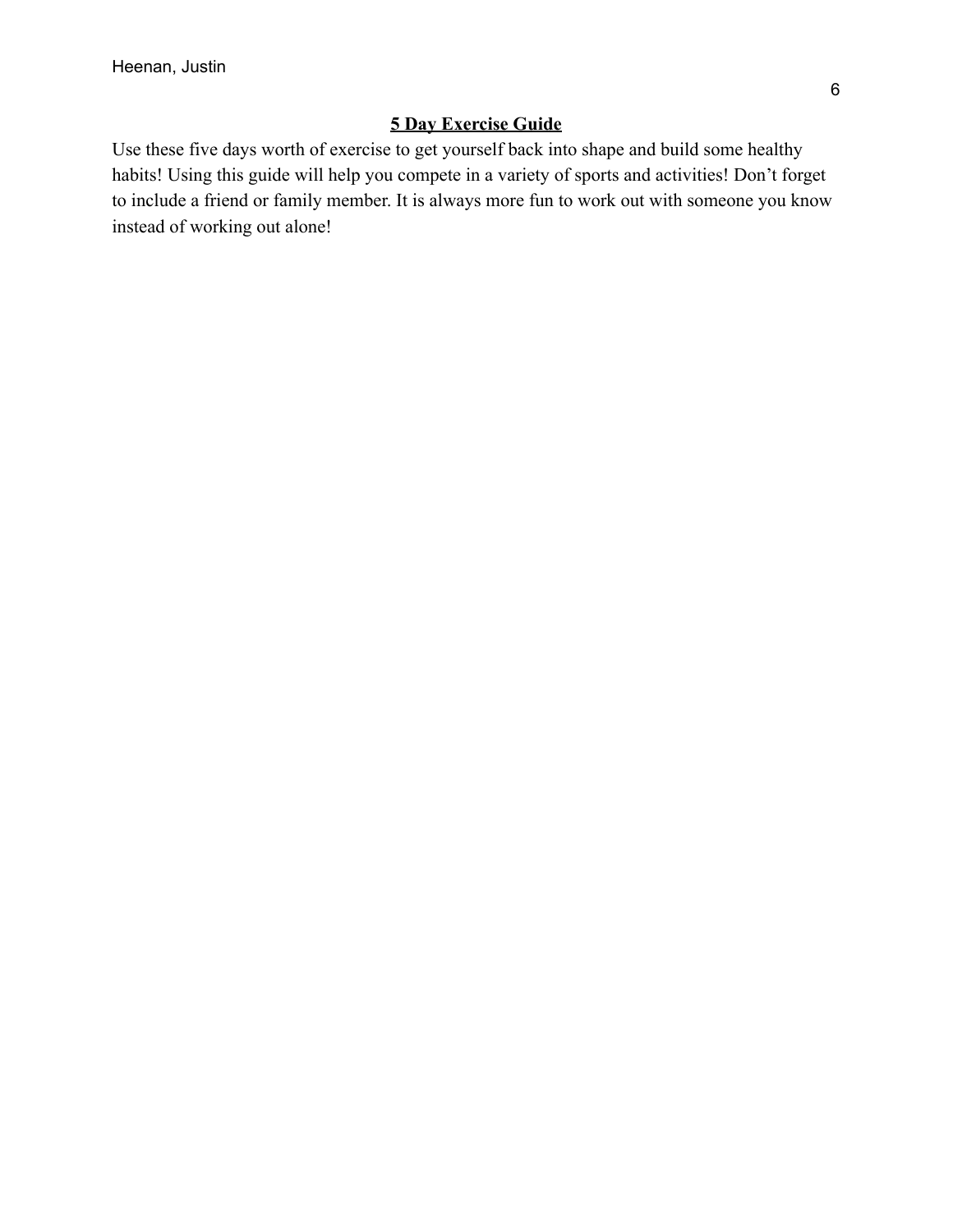## 5 Day Exercise Guide

Use these five days worth of exercise to get yourself back into shape and build some healthy habits! Using this guide will help you compete in a variety of sports and activities! Don't forget to include a friend or family member. It is always more fun to work out with someone you know instead of working out alone!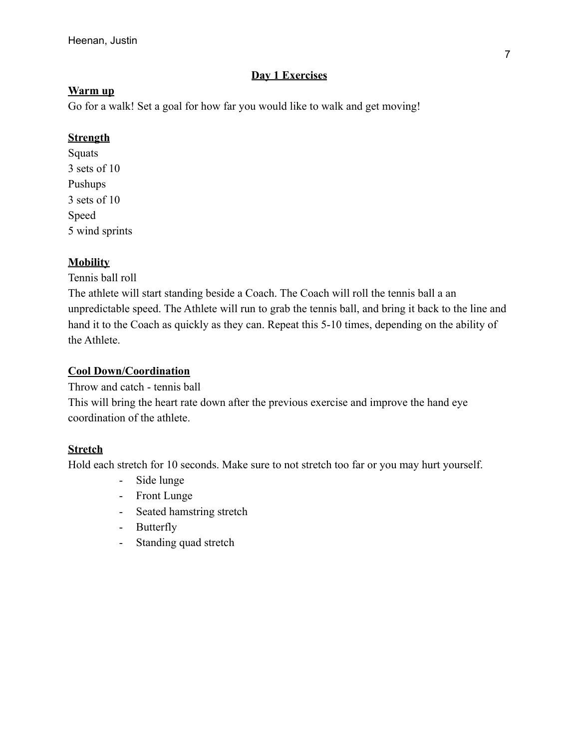## Day 1 Exercises

### Warm up

Go for a walk! Set a goal for how far you would like to walk and get moving!

### Strength

Squats
3 sets of 10
Pushups
3 sets of 10
Speed
5 wind sprints

### Mobility

Tennis ball roll
The athlete will start standing beside a Coach. The Coach will roll the tennis ball a an unpredictable speed. The Athlete will run to grab the tennis ball, and bring it back to the line and hand it to the Coach as quickly as they can. Repeat this 5-10 times, depending on the ability of the Athlete.

### Cool Down/Coordination

Throw and catch - tennis ball
This will bring the heart rate down after the previous exercise and improve the hand eye coordination of the athlete.

### Stretch

Hold each stretch for 10 seconds. Make sure to not stretch too far or you may hurt yourself.

- Side lunge
- Front Lunge
- Seated hamstring stretch
- Butterfly
- Standing quad stretch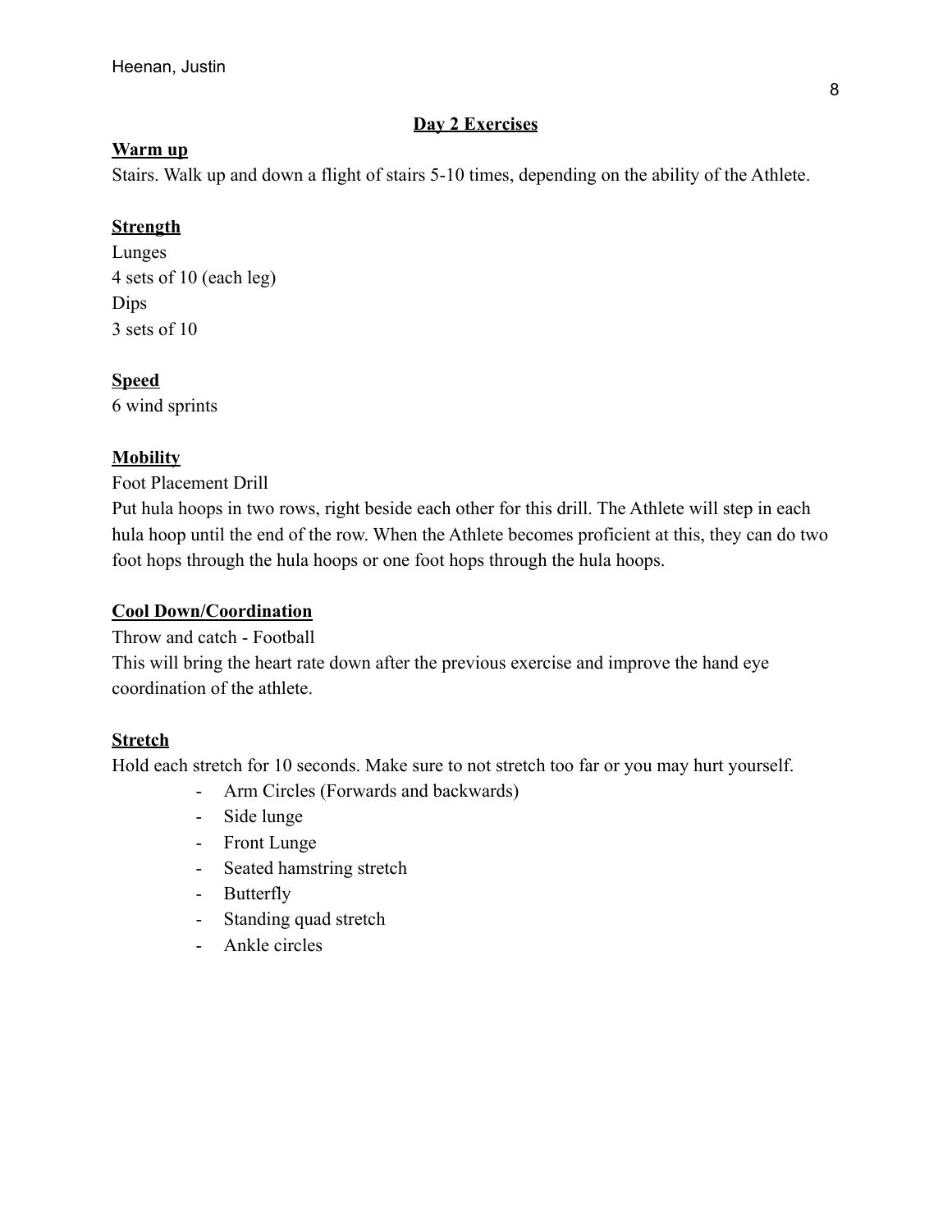## Day 2 Exercises

### Warm up

Stairs. Walk up and down a flight of stairs 5-10 times, depending on the ability of the Athlete.

### Strength

Lunges
4 sets of 10 (each leg)
Dips
3 sets of 10

### Speed

6 wind sprints

### Mobility

Foot Placement Drill
Put hula hoops in two rows, right beside each other for this drill. The Athlete will step in each hula hoop until the end of the row. When the Athlete becomes proficient at this, they can do two foot hops through the hula hoops or one foot hops through the hula hoops.

### Cool Down/Coordination

Throw and catch - Football
This will bring the heart rate down after the previous exercise and improve the hand eye coordination of the athlete.

### Stretch

Hold each stretch for 10 seconds. Make sure to not stretch too far or you may hurt yourself.

- Arm Circles (Forwards and backwards)
- Side lunge
- Front Lunge
- Seated hamstring stretch
- Butterfly
- Standing quad stretch
- Ankle circles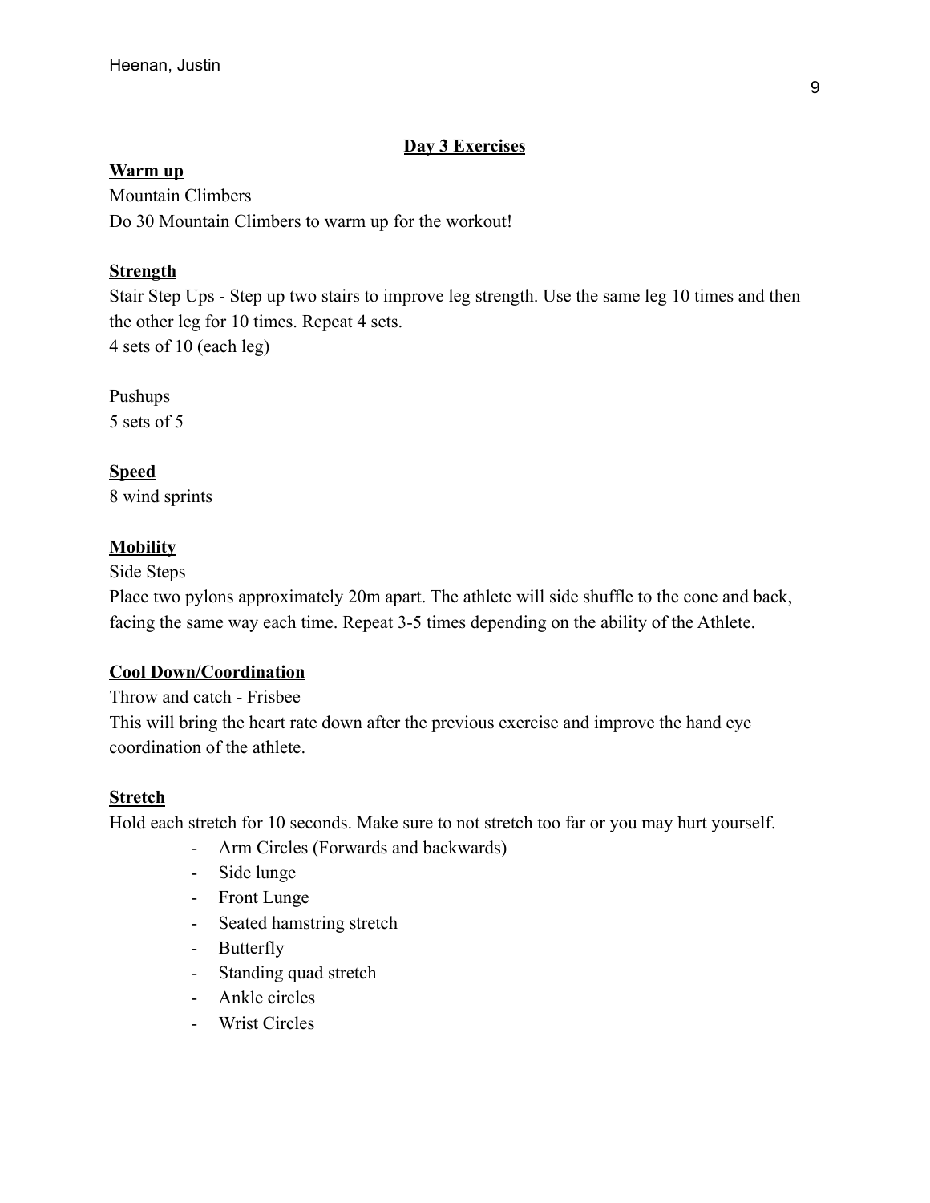## Day 3 Exercises

### Warm up

Mountain Climbers

Do 30 Mountain Climbers to warm up for the workout!

### Strength

Stair Step Ups - Step up two stairs to improve leg strength. Use the same leg 10 times and then the other leg for 10 times. Repeat 4 sets.

4 sets of 10 (each leg)

Pushups

5 sets of 5

### Speed

8 wind sprints

### Mobility

Side Steps

Place two pylons approximately 20m apart. The athlete will side shuffle to the cone and back, facing the same way each time. Repeat 3-5 times depending on the ability of the Athlete.

### Cool Down/Coordination

Throw and catch - Frisbee

This will bring the heart rate down after the previous exercise and improve the hand eye coordination of the athlete.

### Stretch

Hold each stretch for 10 seconds. Make sure to not stretch too far or you may hurt yourself.

- Arm Circles (Forwards and backwards)
- Side lunge
- Front Lunge
- Seated hamstring stretch
- Butterfly
- Standing quad stretch
- Ankle circles
- Wrist Circles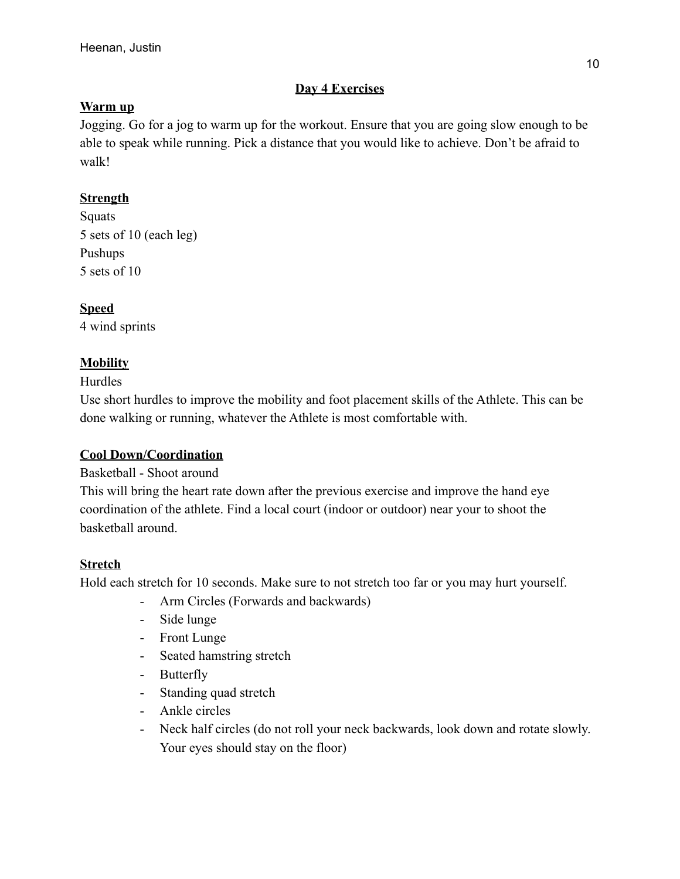## Day 4 Exercises

### Warm up

Jogging. Go for a jog to warm up for the workout. Ensure that you are going slow enough to be able to speak while running. Pick a distance that you would like to achieve. Don't be afraid to walk!

### Strength

Squats
5 sets of 10 (each leg)
Pushups
5 sets of 10

### Speed

4 wind sprints

### Mobility

Hurdles
Use short hurdles to improve the mobility and foot placement skills of the Athlete. This can be done walking or running, whatever the Athlete is most comfortable with.

### Cool Down/Coordination

Basketball - Shoot around
This will bring the heart rate down after the previous exercise and improve the hand eye coordination of the athlete. Find a local court (indoor or outdoor) near your to shoot the basketball around.

### Stretch

Hold each stretch for 10 seconds. Make sure to not stretch too far or you may hurt yourself.

- Arm Circles (Forwards and backwards)
- Side lunge
- Front Lunge
- Seated hamstring stretch
- Butterfly
- Standing quad stretch
- Ankle circles
- Neck half circles (do not roll your neck backwards, look down and rotate slowly. Your eyes should stay on the floor)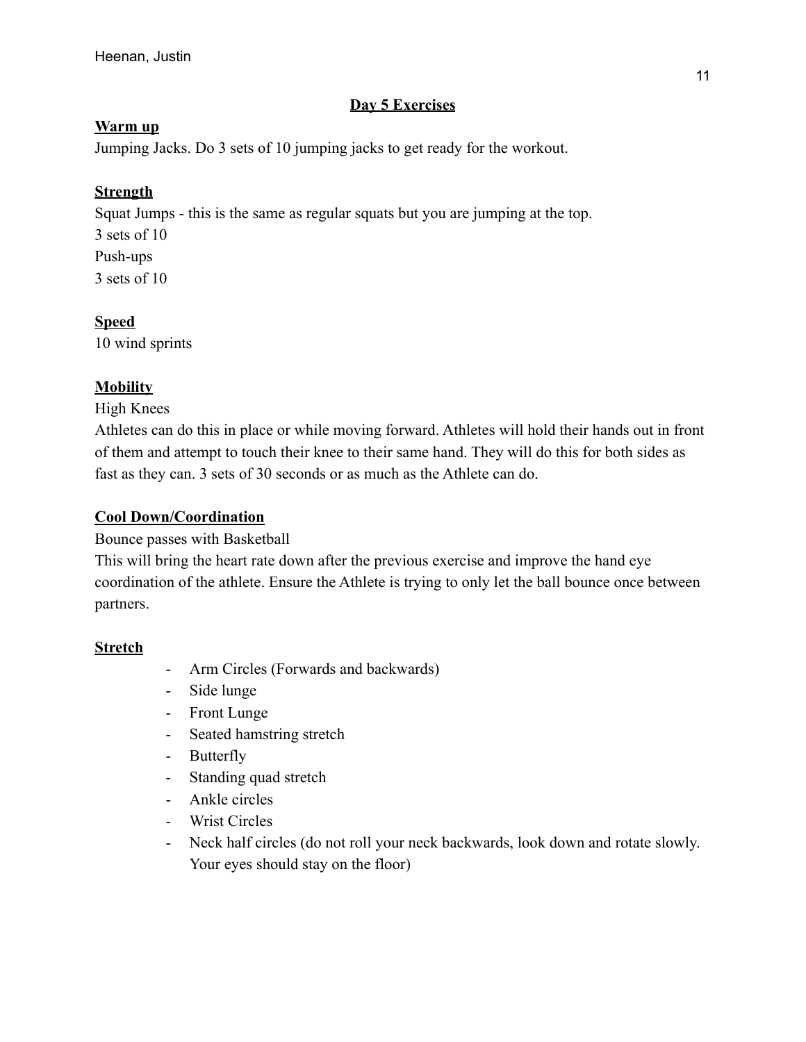## Day 5 Exercises

### Warm up

Jumping Jacks. Do 3 sets of 10 jumping jacks to get ready for the workout.

### Strength

Squat Jumps - this is the same as regular squats but you are jumping at the top.

3 sets of 10

Push-ups

3 sets of 10

### Speed

10 wind sprints

### Mobility

High Knees

Athletes can do this in place or while moving forward. Athletes will hold their hands out in front of them and attempt to touch their knee to their same hand. They will do this for both sides as fast as they can. 3 sets of 30 seconds or as much as the Athlete can do.

### Cool Down/Coordination

Bounce passes with Basketball

This will bring the heart rate down after the previous exercise and improve the hand eye coordination of the athlete. Ensure the Athlete is trying to only let the ball bounce once between partners.

### Stretch

- Arm Circles (Forwards and backwards)
- Side lunge
- Front Lunge
- Seated hamstring stretch
- Butterfly
- Standing quad stretch
- Ankle circles
- Wrist Circles
- Neck half circles (do not roll your neck backwards, look down and rotate slowly. Your eyes should stay on the floor)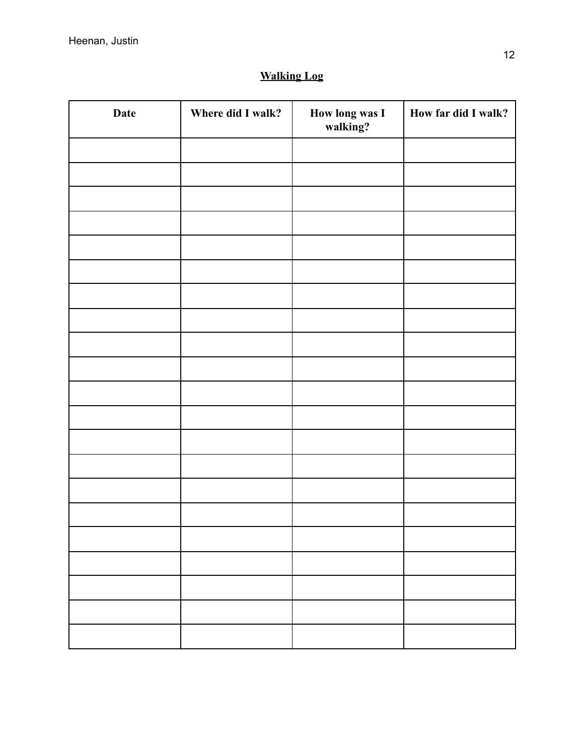**Walking Log**

| Date | Where did I walk? | How long was I walking? | How far did I walk? |
|---|---|---|---|
| | | | |
| | | | |
| | | | |
| | | | |
| | | | |
| | | | |
| | | | |
| | | | |
| | | | |
| | | | |
| | | | |
| | | | |
| | | | |
| | | | |
| | | | |
| | | | |
| | | | |
| | | | |
| | | | |
| | | | |
| | | | |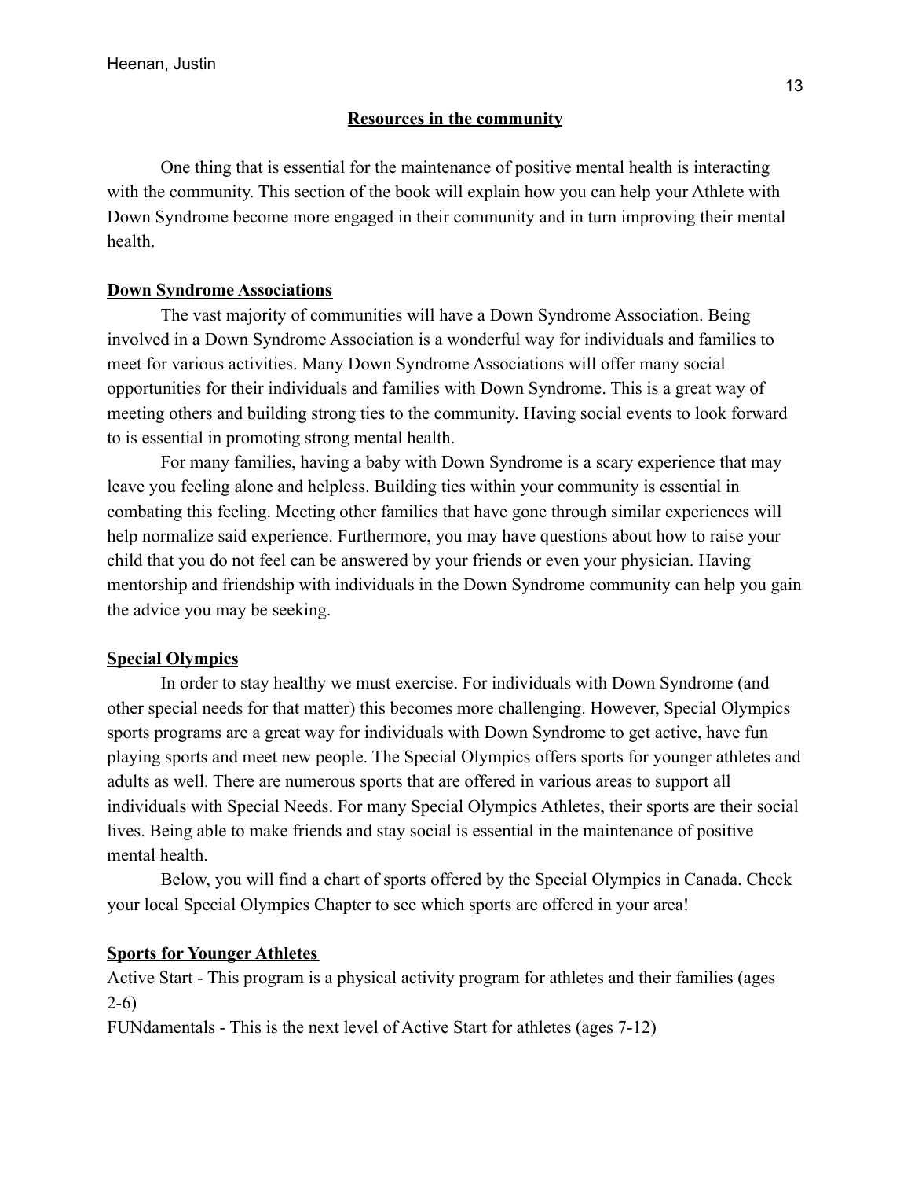## Resources in the community

One thing that is essential for the maintenance of positive mental health is interacting with the community. This section of the book will explain how you can help your Athlete with Down Syndrome become more engaged in their community and in turn improving their mental health.

### Down Syndrome Associations

The vast majority of communities will have a Down Syndrome Association. Being involved in a Down Syndrome Association is a wonderful way for individuals and families to meet for various activities. Many Down Syndrome Associations will offer many social opportunities for their individuals and families with Down Syndrome. This is a great way of meeting others and building strong ties to the community. Having social events to look forward to is essential in promoting strong mental health.

For many families, having a baby with Down Syndrome is a scary experience that may leave you feeling alone and helpless. Building ties within your community is essential in combating this feeling. Meeting other families that have gone through similar experiences will help normalize said experience. Furthermore, you may have questions about how to raise your child that you do not feel can be answered by your friends or even your physician. Having mentorship and friendship with individuals in the Down Syndrome community can help you gain the advice you may be seeking.

### Special Olympics

In order to stay healthy we must exercise. For individuals with Down Syndrome (and other special needs for that matter) this becomes more challenging. However, Special Olympics sports programs are a great way for individuals with Down Syndrome to get active, have fun playing sports and meet new people. The Special Olympics offers sports for younger athletes and adults as well. There are numerous sports that are offered in various areas to support all individuals with Special Needs. For many Special Olympics Athletes, their sports are their social lives. Being able to make friends and stay social is essential in the maintenance of positive mental health.

Below, you will find a chart of sports offered by the Special Olympics in Canada. Check your local Special Olympics Chapter to see which sports are offered in your area!

### Sports for Younger Athletes

Active Start - This program is a physical activity program for athletes and their families (ages 2-6)

FUNdamentals - This is the next level of Active Start for athletes (ages 7-12)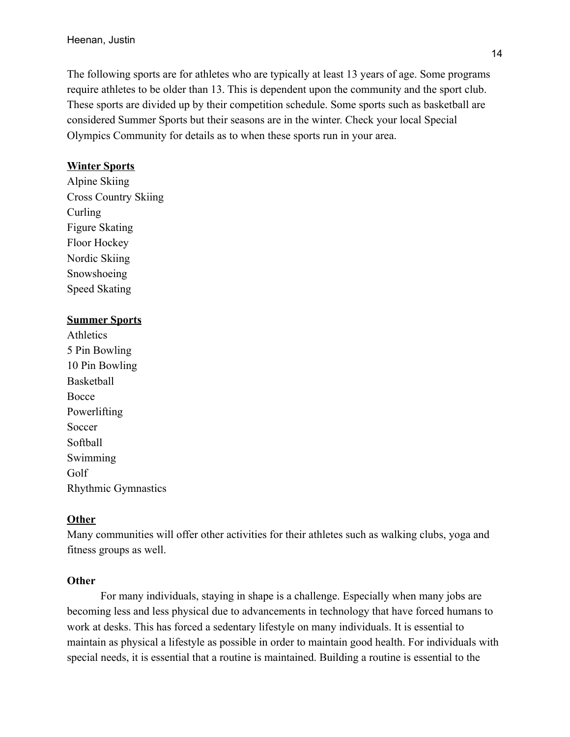The following sports are for athletes who are typically at least 13 years of age. Some programs require athletes to be older than 13. This is dependent upon the community and the sport club. These sports are divided up by their competition schedule. Some sports such as basketball are considered Summer Sports but their seasons are in the winter. Check your local Special Olympics Community for details as to when these sports run in your area.

**Winter Sports**

Alpine Skiing
Cross Country Skiing
Curling
Figure Skating
Floor Hockey
Nordic Skiing
Snowshoeing
Speed Skating

**Summer Sports**

Athletics
5 Pin Bowling
10 Pin Bowling
Basketball
Bocce
Powerlifting
Soccer
Softball
Swimming
Golf
Rhythmic Gymnastics

**Other**

Many communities will offer other activities for their athletes such as walking clubs, yoga and fitness groups as well.

**Other**

For many individuals, staying in shape is a challenge. Especially when many jobs are becoming less and less physical due to advancements in technology that have forced humans to work at desks. This has forced a sedentary lifestyle on many individuals. It is essential to maintain as physical a lifestyle as possible in order to maintain good health. For individuals with special needs, it is essential that a routine is maintained. Building a routine is essential to the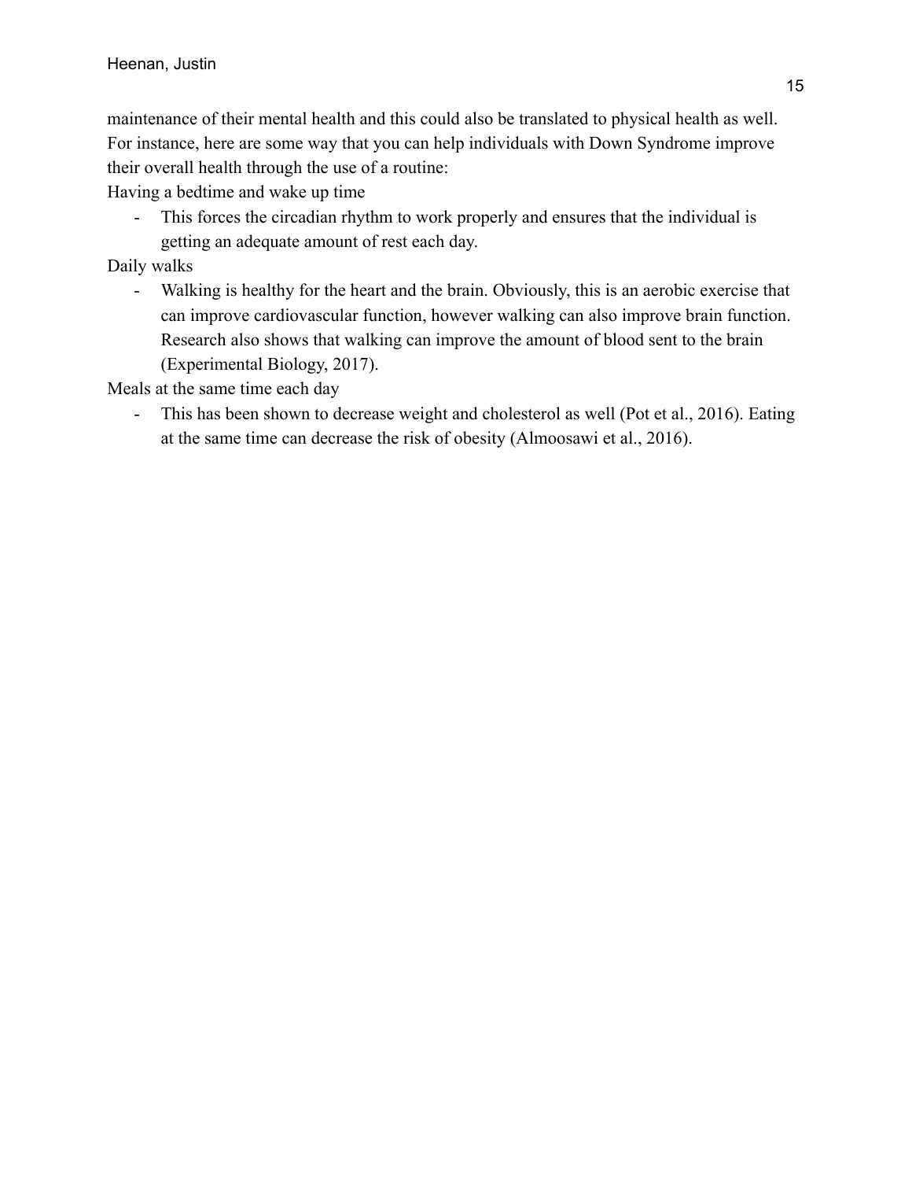maintenance of their mental health and this could also be translated to physical health as well. For instance, here are some way that you can help individuals with Down Syndrome improve their overall health through the use of a routine:

Having a bedtime and wake up time

- This forces the circadian rhythm to work properly and ensures that the individual is getting an adequate amount of rest each day.

Daily walks

- Walking is healthy for the heart and the brain. Obviously, this is an aerobic exercise that can improve cardiovascular function, however walking can also improve brain function. Research also shows that walking can improve the amount of blood sent to the brain (Experimental Biology, 2017).

Meals at the same time each day

- This has been shown to decrease weight and cholesterol as well (Pot et al., 2016). Eating at the same time can decrease the risk of obesity (Almoosawi et al., 2016).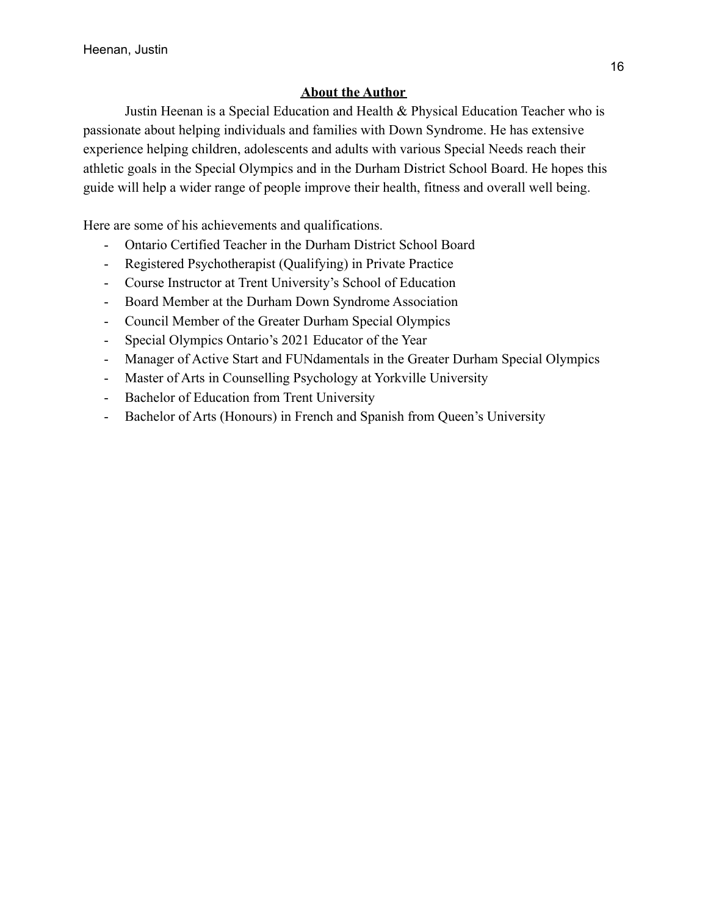## About the Author

Justin Heenan is a Special Education and Health & Physical Education Teacher who is passionate about helping individuals and families with Down Syndrome. He has extensive experience helping children, adolescents and adults with various Special Needs reach their athletic goals in the Special Olympics and in the Durham District School Board. He hopes this guide will help a wider range of people improve their health, fitness and overall well being.

Here are some of his achievements and qualifications.

- Ontario Certified Teacher in the Durham District School Board
- Registered Psychotherapist (Qualifying) in Private Practice
- Course Instructor at Trent University's School of Education
- Board Member at the Durham Down Syndrome Association
- Council Member of the Greater Durham Special Olympics
- Special Olympics Ontario's 2021 Educator of the Year
- Manager of Active Start and FUNdamentals in the Greater Durham Special Olympics
- Master of Arts in Counselling Psychology at Yorkville University
- Bachelor of Education from Trent University
- Bachelor of Arts (Honours) in French and Spanish from Queen's University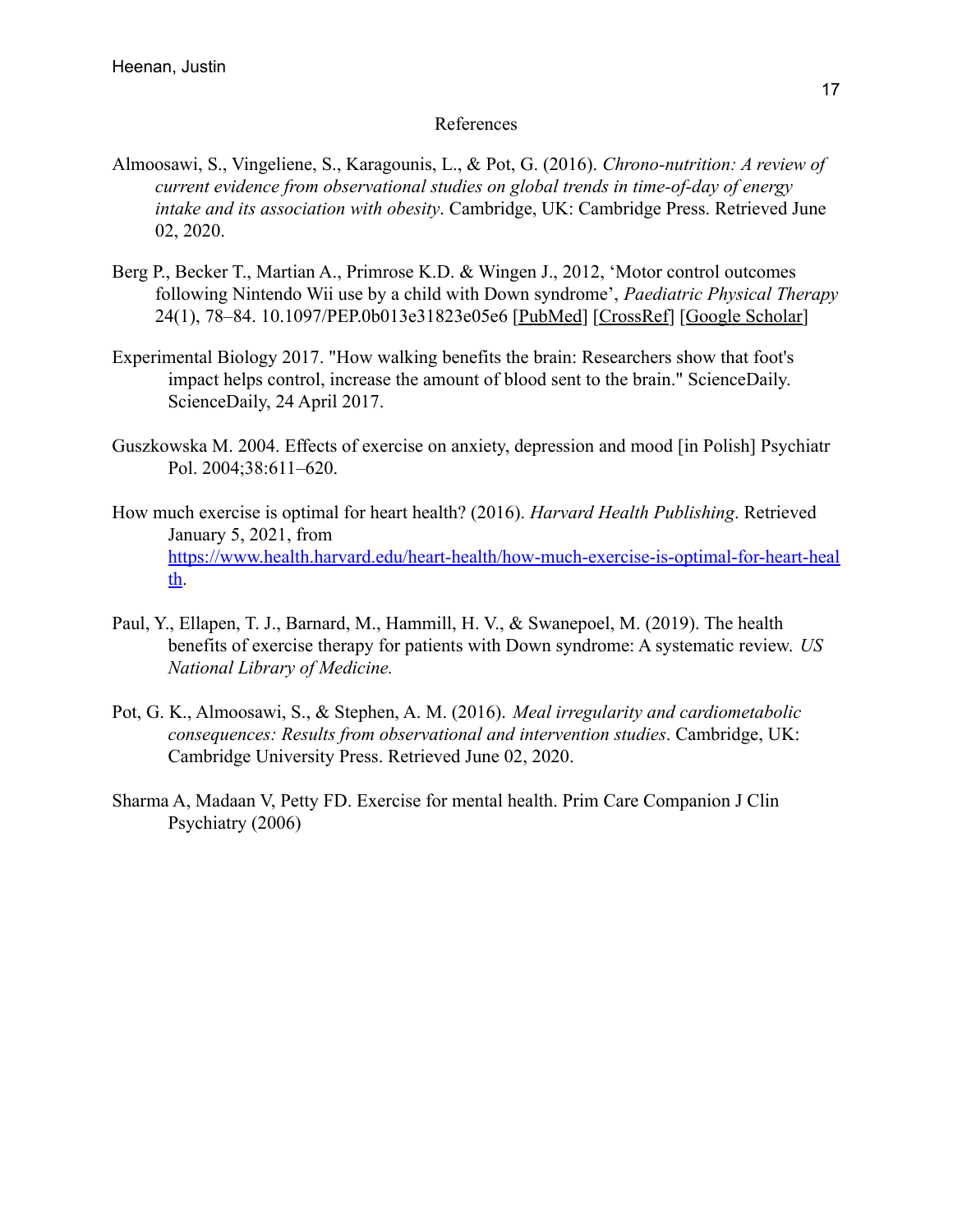# References

Almoosawi, S., Vingeliene, S., Karagounis, L., & Pot, G. (2016). *Chrono-nutrition: A review of current evidence from observational studies on global trends in time-of-day of energy intake and its association with obesity*. Cambridge, UK: Cambridge Press. Retrieved June 02, 2020.

Berg P., Becker T., Martian A., Primrose K.D. & Wingen J., 2012, 'Motor control outcomes following Nintendo Wii use by a child with Down syndrome', *Paediatric Physical Therapy* 24(1), 78–84. 10.1097/PEP.0b013e31823e05e6 [PubMed] [CrossRef] [Google Scholar]

Experimental Biology 2017. "How walking benefits the brain: Researchers show that foot's impact helps control, increase the amount of blood sent to the brain." ScienceDaily. ScienceDaily, 24 April 2017.

Guszkowska M. 2004. Effects of exercise on anxiety, depression and mood [in Polish] Psychiatr Pol. 2004;38:611–620.

How much exercise is optimal for heart health? (2016). *Harvard Health Publishing*. Retrieved January 5, 2021, from https://www.health.harvard.edu/heart-health/how-much-exercise-is-optimal-for-heart-health.

Paul, Y., Ellapen, T. J., Barnard, M., Hammill, H. V., & Swanepoel, M. (2019). The health benefits of exercise therapy for patients with Down syndrome: A systematic review. *US National Library of Medicine.*

Pot, G. K., Almoosawi, S., & Stephen, A. M. (2016). *Meal irregularity and cardiometabolic consequences: Results from observational and intervention studies*. Cambridge, UK: Cambridge University Press. Retrieved June 02, 2020.

Sharma A, Madaan V, Petty FD. Exercise for mental health. Prim Care Companion J Clin Psychiatry (2006)